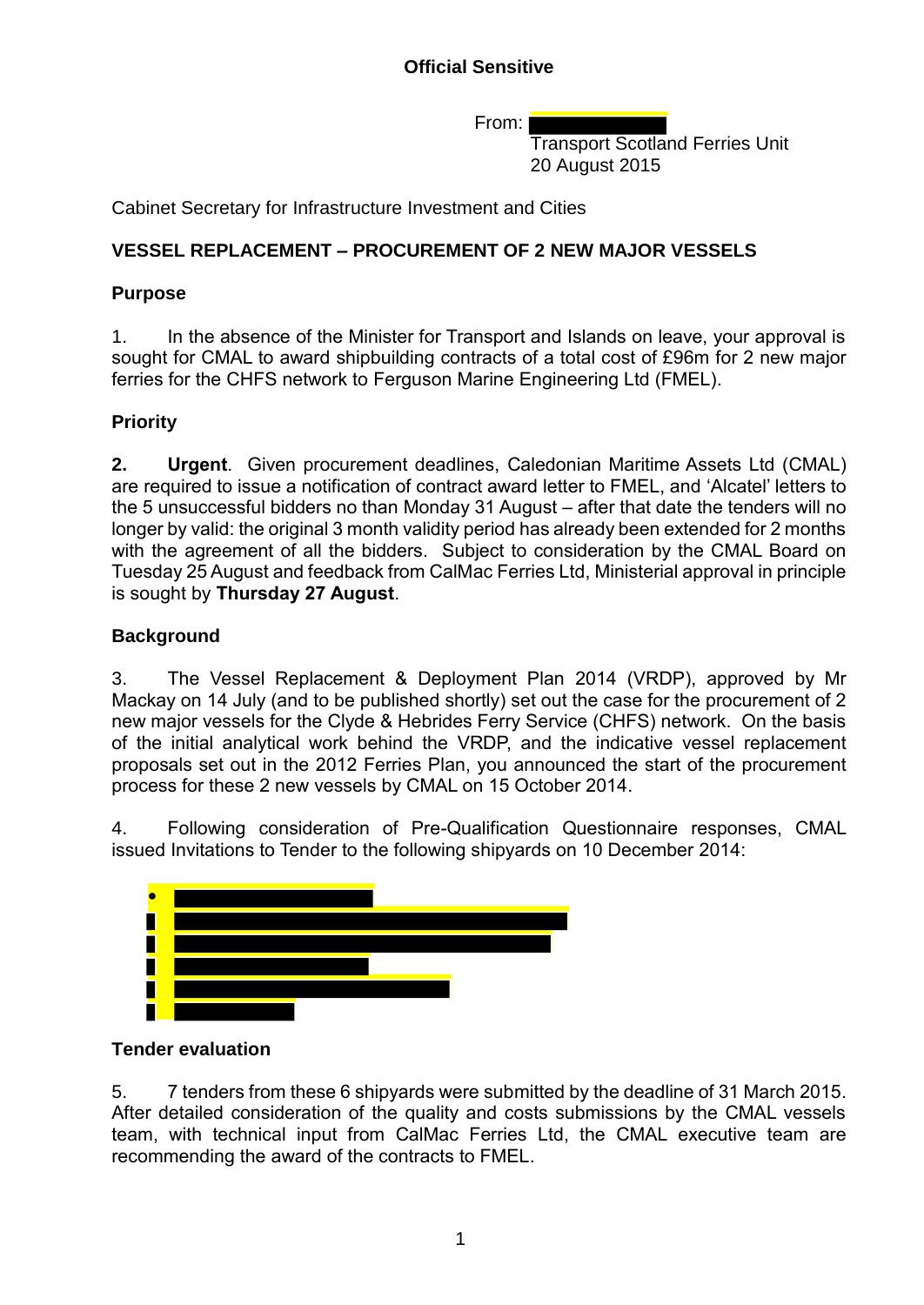**Official Sensitive**

From: [REDACTED]
Transport Scotland Ferries Unit
20 August 2015

Cabinet Secretary for Infrastructure Investment and Cities

**VESSEL REPLACEMENT – PROCUREMENT OF 2 NEW MAJOR VESSELS**

**Purpose**

1. In the absence of the Minister for Transport and Islands on leave, your approval is sought for CMAL to award shipbuilding contracts of a total cost of £96m for 2 new major ferries for the CHFS network to Ferguson Marine Engineering Ltd (FMEL).

**Priority**

**2. Urgent**. Given procurement deadlines, Caledonian Maritime Assets Ltd (CMAL) are required to issue a notification of contract award letter to FMEL, and 'Alcatel' letters to the 5 unsuccessful bidders no than Monday 31 August – after that date the tenders will no longer by valid: the original 3 month validity period has already been extended for 2 months with the agreement of all the bidders. Subject to consideration by the CMAL Board on Tuesday 25 August and feedback from CalMac Ferries Ltd, Ministerial approval in principle is sought by **Thursday 27 August**.

**Background**

3. The Vessel Replacement & Deployment Plan 2014 (VRDP), approved by Mr Mackay on 14 July (and to be published shortly) set out the case for the procurement of 2 new major vessels for the Clyde & Hebrides Ferry Service (CHFS) network. On the basis of the initial analytical work behind the VRDP, and the indicative vessel replacement proposals set out in the 2012 Ferries Plan, you announced the start of the procurement process for these 2 new vessels by CMAL on 15 October 2014.

4. Following consideration of Pre-Qualification Questionnaire responses, CMAL issued Invitations to Tender to the following shipyards on 10 December 2014:

- [REDACTED]
- [REDACTED]
- [REDACTED]
- [REDACTED]
- [REDACTED]
- [REDACTED]

**Tender evaluation**

5. 7 tenders from these 6 shipyards were submitted by the deadline of 31 March 2015. After detailed consideration of the quality and costs submissions by the CMAL vessels team, with technical input from CalMac Ferries Ltd, the CMAL executive team are recommending the award of the contracts to FMEL.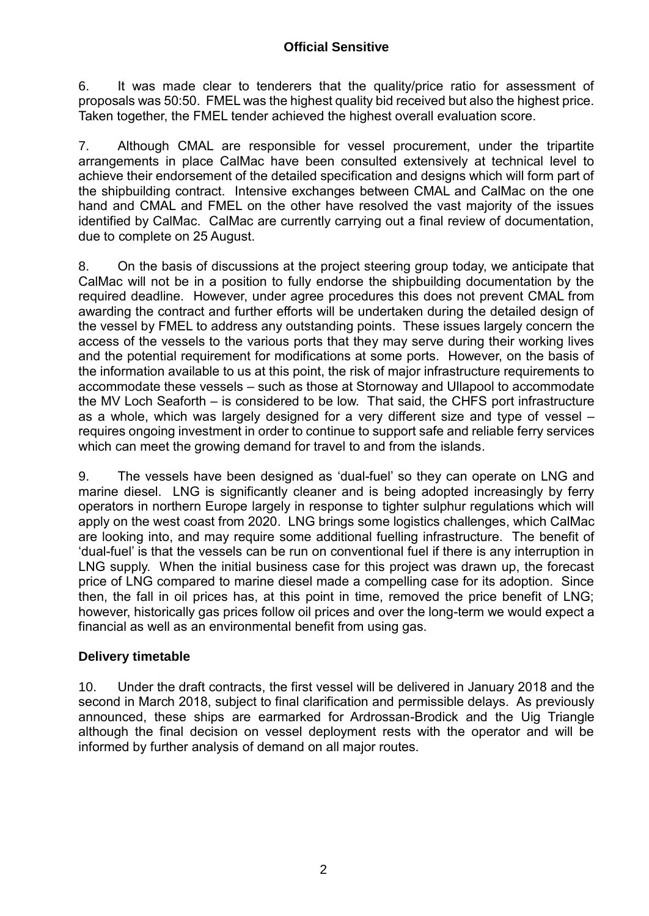6. It was made clear to tenderers that the quality/price ratio for assessment of proposals was 50:50. FMEL was the highest quality bid received but also the highest price. Taken together, the FMEL tender achieved the highest overall evaluation score.

7. Although CMAL are responsible for vessel procurement, under the tripartite arrangements in place CalMac have been consulted extensively at technical level to achieve their endorsement of the detailed specification and designs which will form part of the shipbuilding contract. Intensive exchanges between CMAL and CalMac on the one hand and CMAL and FMEL on the other have resolved the vast majority of the issues identified by CalMac. CalMac are currently carrying out a final review of documentation, due to complete on 25 August.

8. On the basis of discussions at the project steering group today, we anticipate that CalMac will not be in a position to fully endorse the shipbuilding documentation by the required deadline. However, under agree procedures this does not prevent CMAL from awarding the contract and further efforts will be undertaken during the detailed design of the vessel by FMEL to address any outstanding points. These issues largely concern the access of the vessels to the various ports that they may serve during their working lives and the potential requirement for modifications at some ports. However, on the basis of the information available to us at this point, the risk of major infrastructure requirements to accommodate these vessels – such as those at Stornoway and Ullapool to accommodate the MV Loch Seaforth – is considered to be low. That said, the CHFS port infrastructure as a whole, which was largely designed for a very different size and type of vessel – requires ongoing investment in order to continue to support safe and reliable ferry services which can meet the growing demand for travel to and from the islands.

9. The vessels have been designed as 'dual-fuel' so they can operate on LNG and marine diesel. LNG is significantly cleaner and is being adopted increasingly by ferry operators in northern Europe largely in response to tighter sulphur regulations which will apply on the west coast from 2020. LNG brings some logistics challenges, which CalMac are looking into, and may require some additional fuelling infrastructure. The benefit of 'dual-fuel' is that the vessels can be run on conventional fuel if there is any interruption in LNG supply. When the initial business case for this project was drawn up, the forecast price of LNG compared to marine diesel made a compelling case for its adoption. Since then, the fall in oil prices has, at this point in time, removed the price benefit of LNG; however, historically gas prices follow oil prices and over the long-term we would expect a financial as well as an environmental benefit from using gas.

## Delivery timetable

10. Under the draft contracts, the first vessel will be delivered in January 2018 and the second in March 2018, subject to final clarification and permissible delays. As previously announced, these ships are earmarked for Ardrossan-Brodick and the Uig Triangle although the final decision on vessel deployment rests with the operator and will be informed by further analysis of demand on all major routes.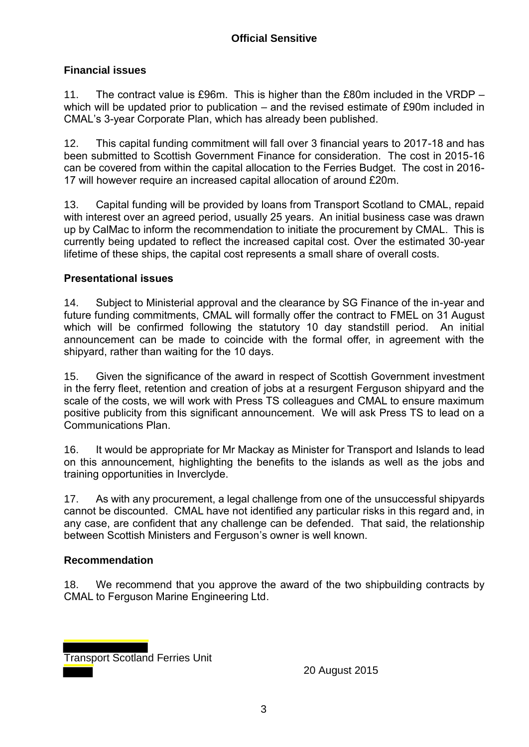**Official Sensitive**

## Financial issues

11. The contract value is £96m. This is higher than the £80m included in the VRDP – which will be updated prior to publication – and the revised estimate of £90m included in CMAL's 3-year Corporate Plan, which has already been published.

12. This capital funding commitment will fall over 3 financial years to 2017-18 and has been submitted to Scottish Government Finance for consideration. The cost in 2015-16 can be covered from within the capital allocation to the Ferries Budget. The cost in 2016-17 will however require an increased capital allocation of around £20m.

13. Capital funding will be provided by loans from Transport Scotland to CMAL, repaid with interest over an agreed period, usually 25 years. An initial business case was drawn up by CalMac to inform the recommendation to initiate the procurement by CMAL. This is currently being updated to reflect the increased capital cost. Over the estimated 30-year lifetime of these ships, the capital cost represents a small share of overall costs.

## Presentational issues

14. Subject to Ministerial approval and the clearance by SG Finance of the in-year and future funding commitments, CMAL will formally offer the contract to FMEL on 31 August which will be confirmed following the statutory 10 day standstill period. An initial announcement can be made to coincide with the formal offer, in agreement with the shipyard, rather than waiting for the 10 days.

15. Given the significance of the award in respect of Scottish Government investment in the ferry fleet, retention and creation of jobs at a resurgent Ferguson shipyard and the scale of the costs, we will work with Press TS colleagues and CMAL to ensure maximum positive publicity from this significant announcement. We will ask Press TS to lead on a Communications Plan.

16. It would be appropriate for Mr Mackay as Minister for Transport and Islands to lead on this announcement, highlighting the benefits to the islands as well as the jobs and training opportunities in Inverclyde.

17. As with any procurement, a legal challenge from one of the unsuccessful shipyards cannot be discounted. CMAL have not identified any particular risks in this regard and, in any case, are confident that any challenge can be defended. That said, the relationship between Scottish Ministers and Ferguson's owner is well known.

## Recommendation

18. We recommend that you approve the award of the two shipbuilding contracts by CMAL to Ferguson Marine Engineering Ltd.

Transport Scotland Ferries Unit

20 August 2015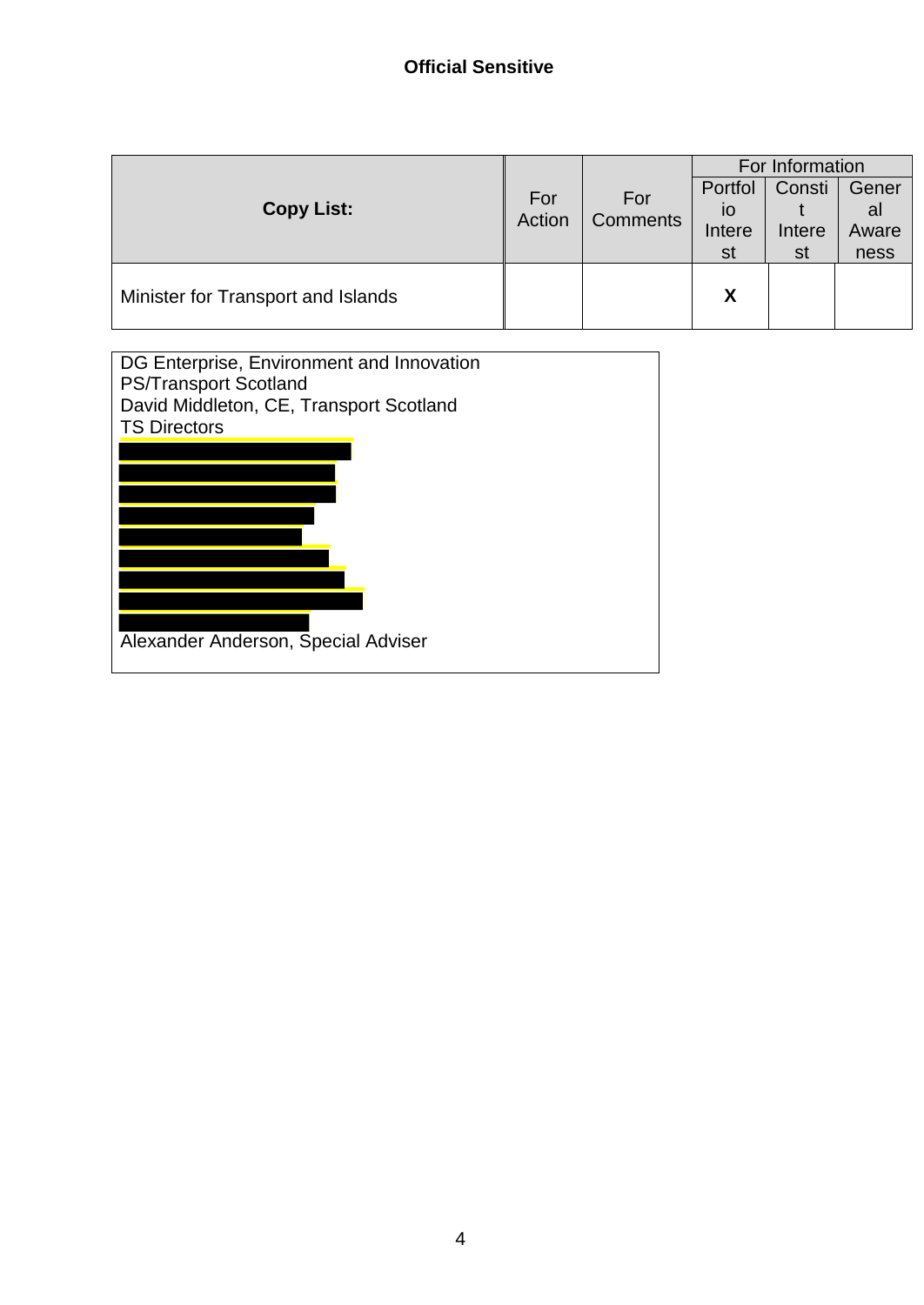**Official Sensitive**

| Copy List: | For Action | For Comments | For Information | | |
|---|---|---|---|---|---|
| | | | Portfolio Interest | Constit Interest | General Awareness |
| Minister for Transport and Islands | | | X | | |

DG Enterprise, Environment and Innovation
PS/Transport Scotland
David Middleton, CE, Transport Scotland
TS Directors

Alexander Anderson, Special Adviser